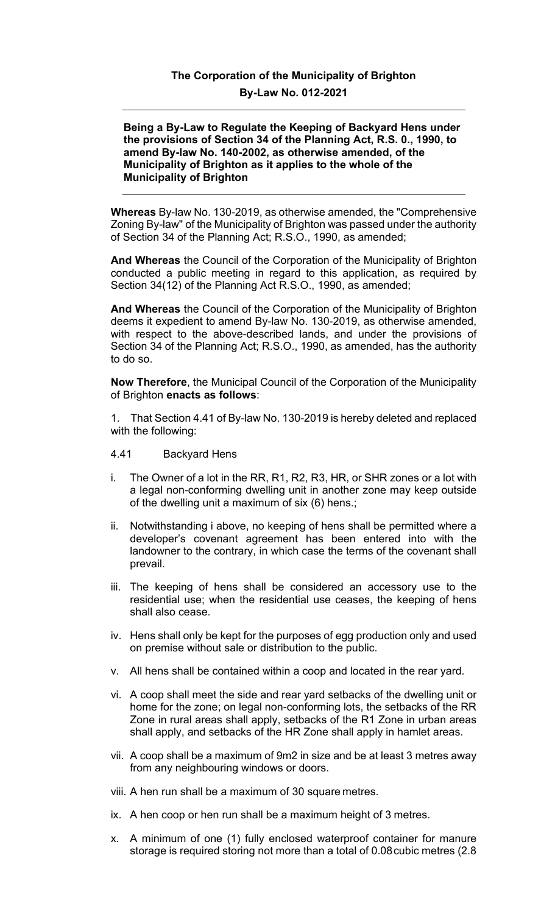## The Corporation of the Municipality of Brighton

## By-Law No. 012-2021

**Being a By-Law to Regulate the Keeping of Backyard Hens under the provisions of Section 34 of the Planning Act, R.S. 0., 1990, to amend By-law No. 140-2002, as otherwise amended, of the Municipality of Brighton as it applies to the whole of the Municipality of Brighton**

**Whereas** By-law No. 130-2019, as otherwise amended, the "Comprehensive Zoning By-law" of the Municipality of Brighton was passed under the authority of Section 34 of the Planning Act; R.S.O., 1990, as amended;

**And Whereas** the Council of the Corporation of the Municipality of Brighton conducted a public meeting in regard to this application, as required by Section 34(12) of the Planning Act R.S.O., 1990, as amended;

**And Whereas** the Council of the Corporation of the Municipality of Brighton deems it expedient to amend By-law No. 130-2019, as otherwise amended, with respect to the above-described lands, and under the provisions of Section 34 of the Planning Act; R.S.O., 1990, as amended, has the authority to do so.

**Now Therefore**, the Municipal Council of the Corporation of the Municipality of Brighton **enacts as follows**:

1. That Section 4.41 of By-law No. 130-2019 is hereby deleted and replaced with the following:

4.41 Backyard Hens

i. The Owner of a lot in the RR, R1, R2, R3, HR, or SHR zones or a lot with a legal non-conforming dwelling unit in another zone may keep outside of the dwelling unit a maximum of six (6) hens.;

ii. Notwithstanding i above, no keeping of hens shall be permitted where a developer's covenant agreement has been entered into with the landowner to the contrary, in which case the terms of the covenant shall prevail.

iii. The keeping of hens shall be considered an accessory use to the residential use; when the residential use ceases, the keeping of hens shall also cease.

iv. Hens shall only be kept for the purposes of egg production only and used on premise without sale or distribution to the public.

v. All hens shall be contained within a coop and located in the rear yard.

vi. A coop shall meet the side and rear yard setbacks of the dwelling unit or home for the zone; on legal non-conforming lots, the setbacks of the RR Zone in rural areas shall apply, setbacks of the R1 Zone in urban areas shall apply, and setbacks of the HR Zone shall apply in hamlet areas.

vii. A coop shall be a maximum of 9m2 in size and be at least 3 metres away from any neighbouring windows or doors.

viii. A hen run shall be a maximum of 30 square metres.

ix. A hen coop or hen run shall be a maximum height of 3 metres.

x. A minimum of one (1) fully enclosed waterproof container for manure storage is required storing not more than a total of 0.08 cubic metres (2.8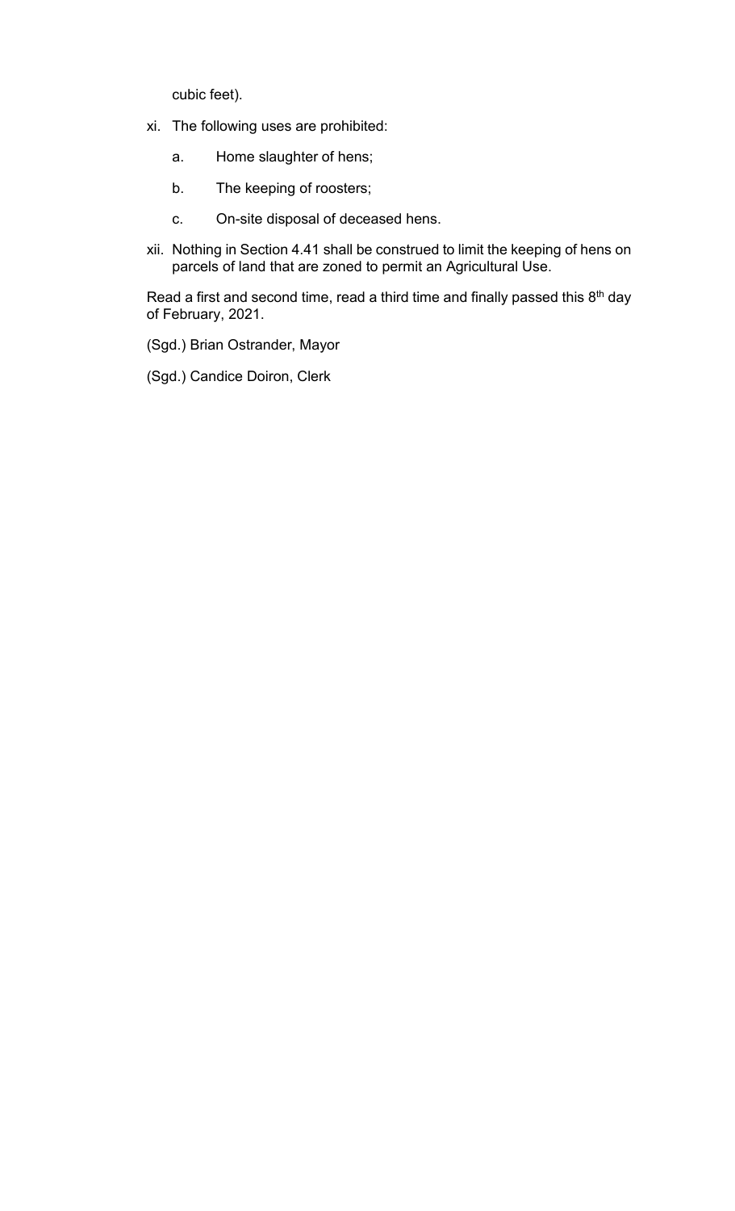cubic feet).

xi. The following uses are prohibited:

  a. Home slaughter of hens;

  b. The keeping of roosters;

  c. On-site disposal of deceased hens.

xii. Nothing in Section 4.41 shall be construed to limit the keeping of hens on parcels of land that are zoned to permit an Agricultural Use.

Read a first and second time, read a third time and finally passed this 8th day of February, 2021.

(Sgd.) Brian Ostrander, Mayor

(Sgd.) Candice Doiron, Clerk